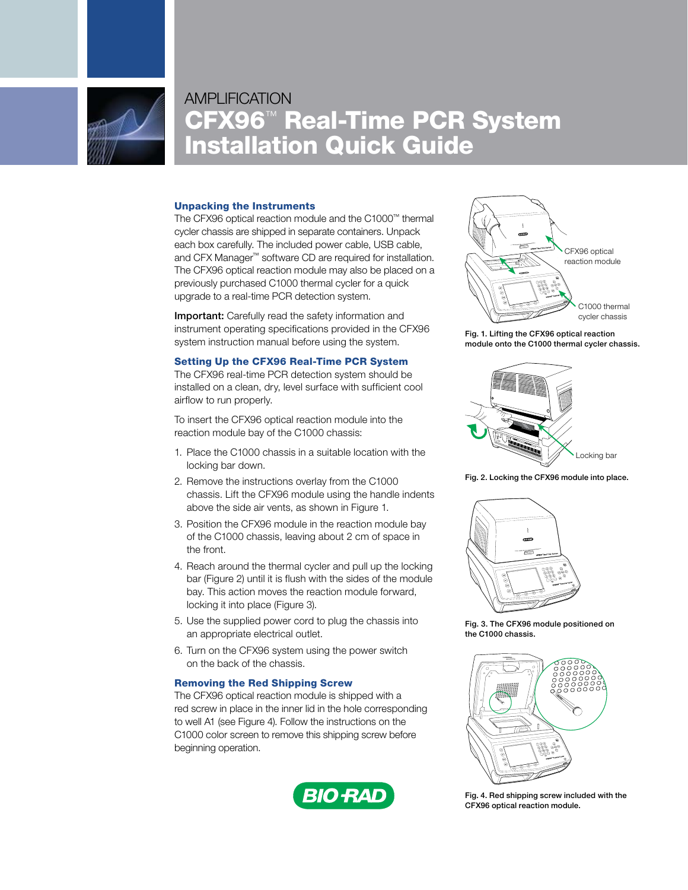# AMPLIFICATION

# CFX96™ Real-Time PCR System Installation Quick Guide

## Unpacking the Instruments

The CFX96 optical reaction module and the C1000™ thermal cycler chassis are shipped in separate containers. Unpack each box carefully. The included power cable, USB cable, and CFX Manager™ software CD are required for installation. The CFX96 optical reaction module may also be placed on a previously purchased C1000 thermal cycler for a quick upgrade to a real-time PCR detection system.

**Important:** Carefully read the safety information and instrument operating specifications provided in the CFX96 system instruction manual before using the system.

## Setting Up the CFX96 Real-Time PCR System

The CFX96 real-time PCR detection system should be installed on a clean, dry, level surface with sufficient cool airflow to run properly.

To insert the CFX96 optical reaction module into the reaction module bay of the C1000 chassis:

1. Place the C1000 chassis in a suitable location with the locking bar down.
2. Remove the instructions overlay from the C1000 chassis. Lift the CFX96 module using the handle indents above the side air vents, as shown in Figure 1.
3. Position the CFX96 module in the reaction module bay of the C1000 chassis, leaving about 2 cm of space in the front.
4. Reach around the thermal cycler and pull up the locking bar (Figure 2) until it is flush with the sides of the module bay. This action moves the reaction module forward, locking it into place (Figure 3).
5. Use the supplied power cord to plug the chassis into an appropriate electrical outlet.
6. Turn on the CFX96 system using the power switch on the back of the chassis.

## Removing the Red Shipping Screw

The CFX96 optical reaction module is shipped with a red screw in place in the inner lid in the hole corresponding to well A1 (see Figure 4). Follow the instructions on the C1000 color screen to remove this shipping screw before beginning operation.

CFX96 optical reaction module

C1000 thermal cycler chassis

**Fig. 1. Lifting the CFX96 optical reaction module onto the C1000 thermal cycler chassis.**

Locking bar

**Fig. 2. Locking the CFX96 module into place.**

**Fig. 3. The CFX96 module positioned on the C1000 chassis.**

**Fig. 4. Red shipping screw included with the CFX96 optical reaction module.**

BIO-RAD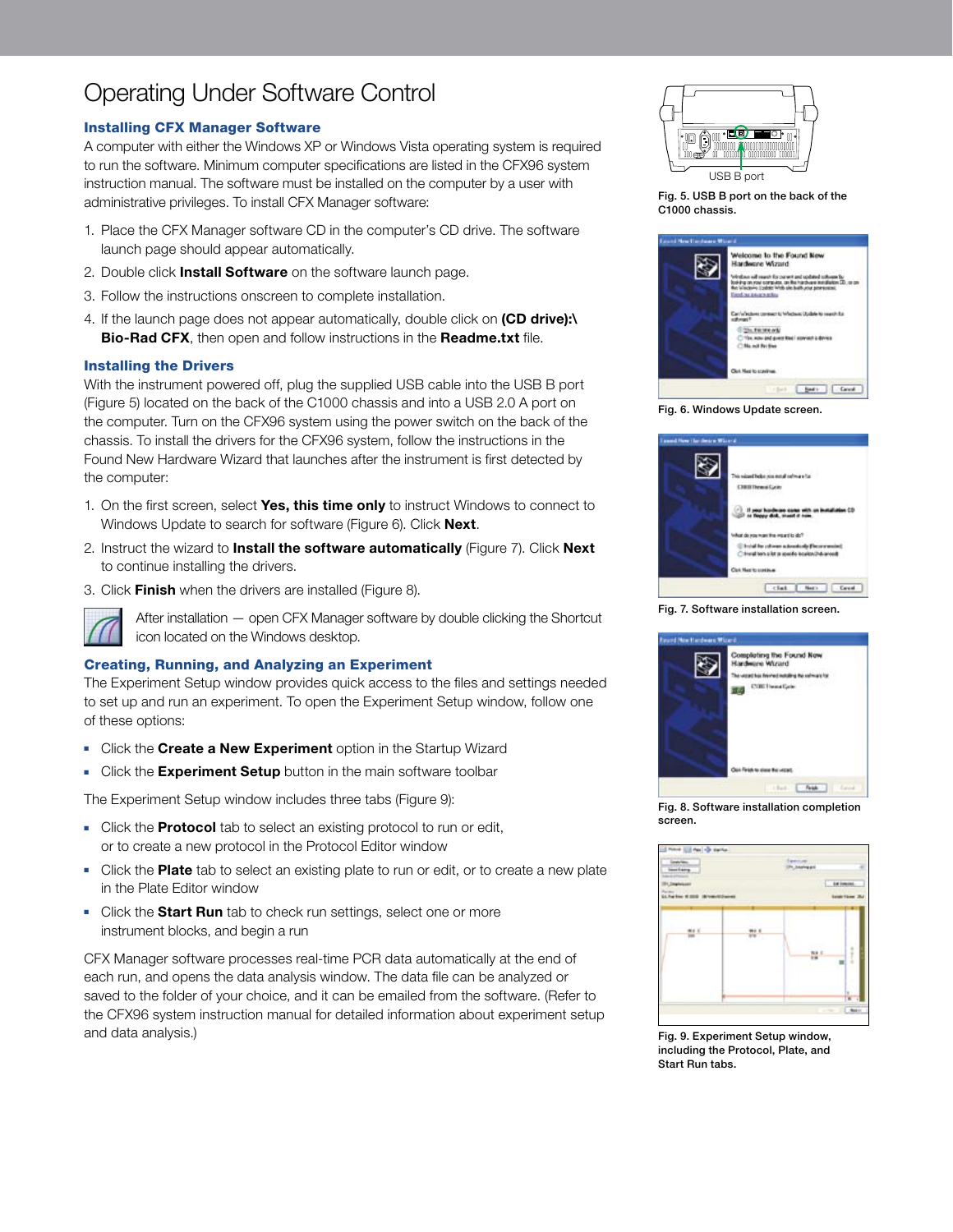# Operating Under Software Control

### Installing CFX Manager Software

A computer with either the Windows XP or Windows Vista operating system is required to run the software. Minimum computer specifications are listed in the CFX96 system instruction manual. The software must be installed on the computer by a user with administrative privileges. To install CFX Manager software:

1. Place the CFX Manager software CD in the computer's CD drive. The software launch page should appear automatically.
2. Double click **Install Software** on the software launch page.
3. Follow the instructions onscreen to complete installation.
4. If the launch page does not appear automatically, double click on **(CD drive):\ Bio-Rad CFX**, then open and follow instructions in the **Readme.txt** file.

### Installing the Drivers

With the instrument powered off, plug the supplied USB cable into the USB B port (Figure 5) located on the back of the C1000 chassis and into a USB 2.0 A port on the computer. Turn on the CFX96 system using the power switch on the back of the chassis. To install the drivers for the CFX96 system, follow the instructions in the Found New Hardware Wizard that launches after the instrument is first detected by the computer:

1. On the first screen, select **Yes, this time only** to instruct Windows to connect to Windows Update to search for software (Figure 6). Click **Next**.
2. Instruct the wizard to **Install the software automatically** (Figure 7). Click **Next** to continue installing the drivers.
3. Click **Finish** when the drivers are installed (Figure 8).

After installation — open CFX Manager software by double clicking the Shortcut icon located on the Windows desktop.

### Creating, Running, and Analyzing an Experiment

The Experiment Setup window provides quick access to the files and settings needed to set up and run an experiment. To open the Experiment Setup window, follow one of these options:

- Click the **Create a New Experiment** option in the Startup Wizard
- Click the **Experiment Setup** button in the main software toolbar

The Experiment Setup window includes three tabs (Figure 9):

- Click the **Protocol** tab to select an existing protocol to run or edit, or to create a new protocol in the Protocol Editor window
- Click the **Plate** tab to select an existing plate to run or edit, or to create a new plate in the Plate Editor window
- Click the **Start Run** tab to check run settings, select one or more instrument blocks, and begin a run

CFX Manager software processes real-time PCR data automatically at the end of each run, and opens the data analysis window. The data file can be analyzed or saved to the folder of your choice, and it can be emailed from the software. (Refer to the CFX96 system instruction manual for detailed information about experiment setup and data analysis.)

USB B port

Fig. 5. USB B port on the back of the C1000 chassis.

Fig. 6. Windows Update screen.

Fig. 7. Software installation screen.

Fig. 8. Software installation completion screen.

Fig. 9. Experiment Setup window, including the Protocol, Plate, and Start Run tabs.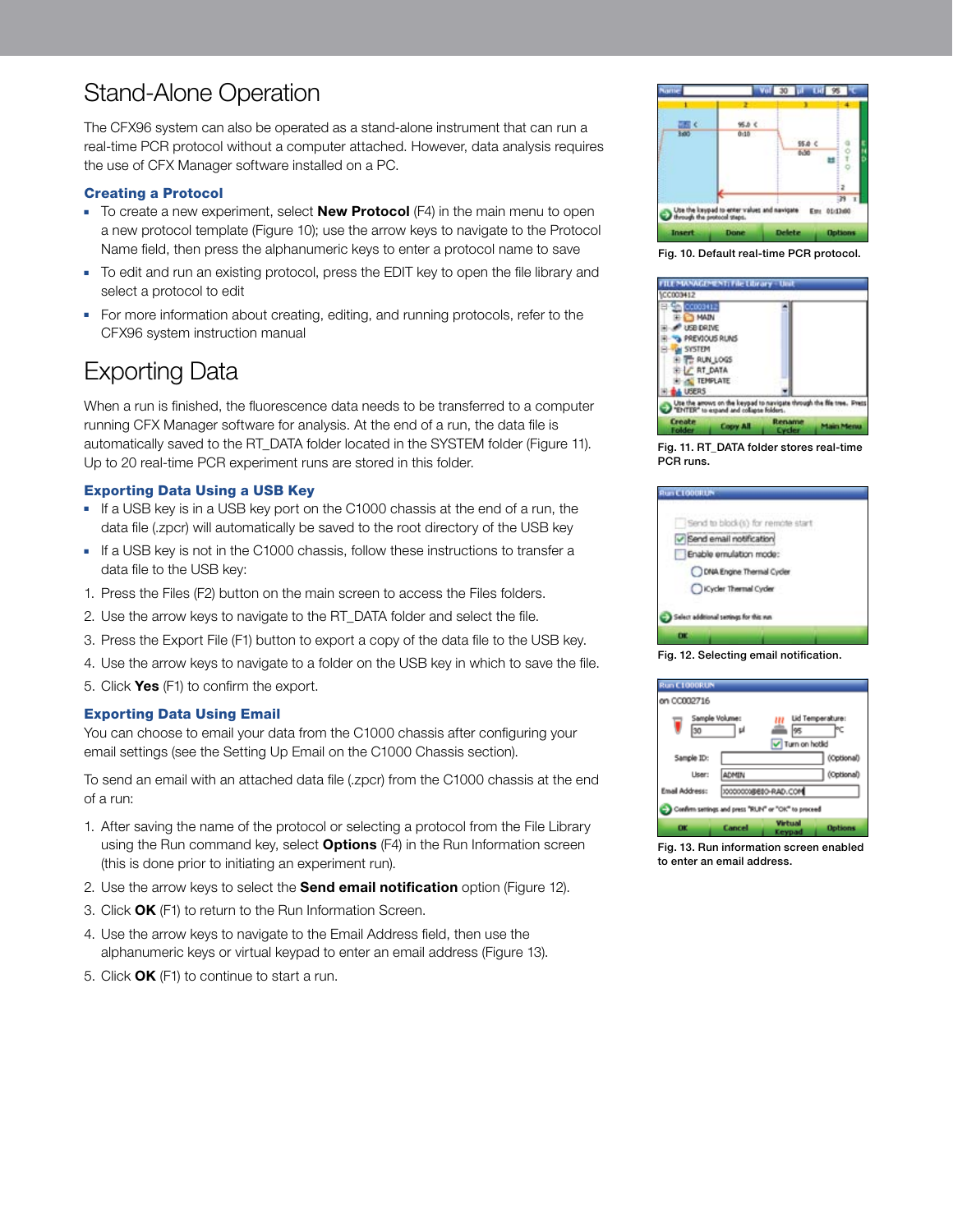# Stand-Alone Operation

The CFX96 system can also be operated as a stand-alone instrument that can run a real-time PCR protocol without a computer attached. However, data analysis requires the use of CFX Manager software installed on a PC.

### Creating a Protocol

- To create a new experiment, select **New Protocol** (F4) in the main menu to open a new protocol template (Figure 10); use the arrow keys to navigate to the Protocol Name field, then press the alphanumeric keys to enter a protocol name to save
- To edit and run an existing protocol, press the EDIT key to open the file library and select a protocol to edit
- For more information about creating, editing, and running protocols, refer to the CFX96 system instruction manual

Fig. 10. Default real-time PCR protocol.

# Exporting Data

When a run is finished, the fluorescence data needs to be transferred to a computer running CFX Manager software for analysis. At the end of a run, the data file is automatically saved to the RT_DATA folder located in the SYSTEM folder (Figure 11). Up to 20 real-time PCR experiment runs are stored in this folder.

Fig. 11. RT_DATA folder stores real-time PCR runs.

### Exporting Data Using a USB Key

- If a USB key is in a USB key port on the C1000 chassis at the end of a run, the data file (.zpcr) will automatically be saved to the root directory of the USB key
- If a USB key is not in the C1000 chassis, follow these instructions to transfer a data file to the USB key:

1. Press the Files (F2) button on the main screen to access the Files folders.
2. Use the arrow keys to navigate to the RT_DATA folder and select the file.
3. Press the Export File (F1) button to export a copy of the data file to the USB key.
4. Use the arrow keys to navigate to a folder on the USB key in which to save the file.
5. Click **Yes** (F1) to confirm the export.

### Exporting Data Using Email

You can choose to email your data from the C1000 chassis after configuring your email settings (see the Setting Up Email on the C1000 Chassis section).

To send an email with an attached data file (.zpcr) from the C1000 chassis at the end of a run:

1. After saving the name of the protocol or selecting a protocol from the File Library using the Run command key, select **Options** (F4) in the Run Information screen (this is done prior to initiating an experiment run).
2. Use the arrow keys to select the **Send email notification** option (Figure 12).
3. Click **OK** (F1) to return to the Run Information Screen.
4. Use the arrow keys to navigate to the Email Address field, then use the alphanumeric keys or virtual keypad to enter an email address (Figure 13).
5. Click **OK** (F1) to continue to start a run.

Fig. 12. Selecting email notification.

Fig. 13. Run information screen enabled to enter an email address.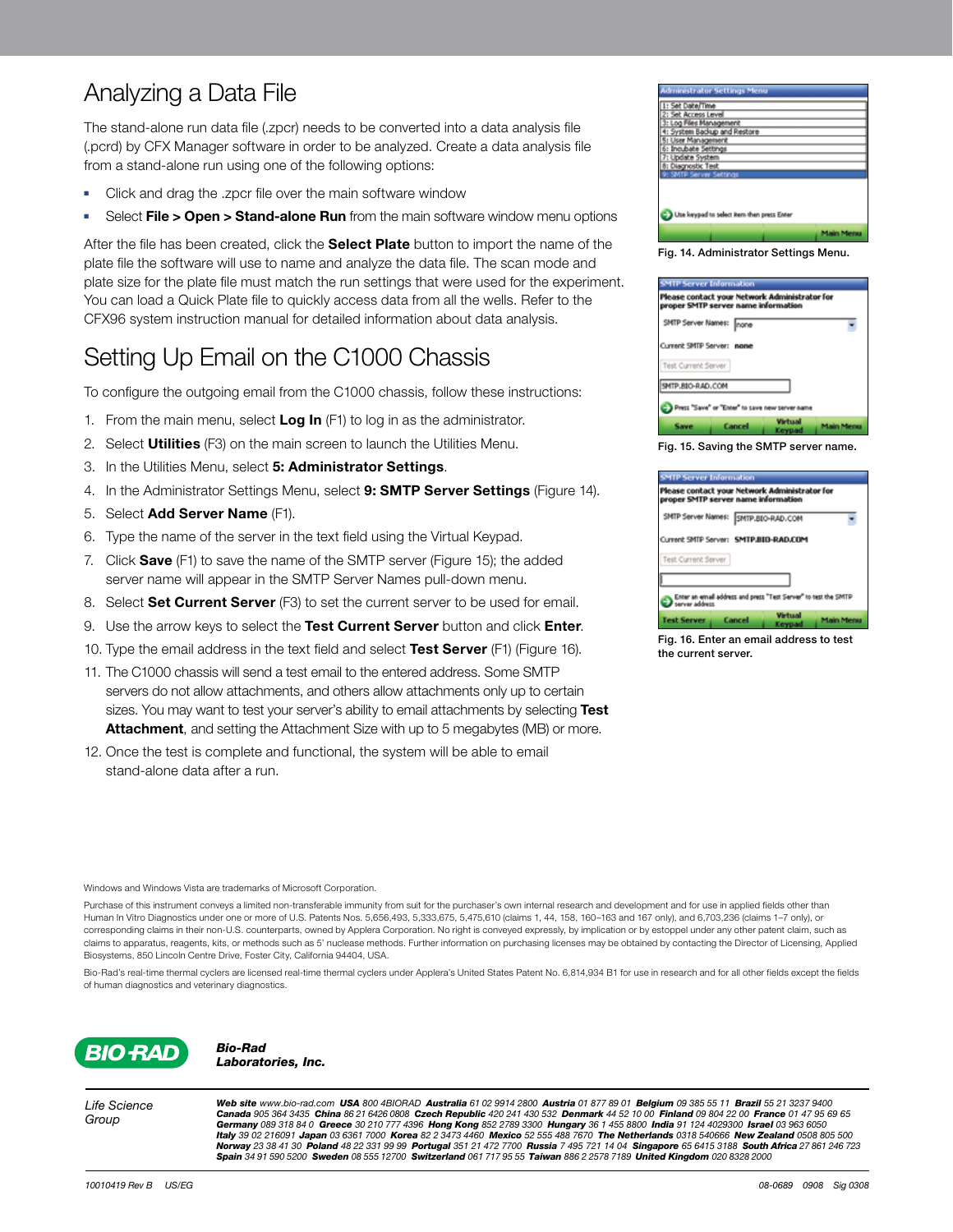# Analyzing a Data File

The stand-alone run data file (.zpcr) needs to be converted into a data analysis file (.pcrd) by CFX Manager software in order to be analyzed. Create a data analysis file from a stand-alone run using one of the following options:

- Click and drag the .zpcr file over the main software window
- Select **File > Open > Stand-alone Run** from the main software window menu options

After the file has been created, click the **Select Plate** button to import the name of the plate file the software will use to name and analyze the data file. The scan mode and plate size for the plate file must match the run settings that were used for the experiment. You can load a Quick Plate file to quickly access data from all the wells. Refer to the CFX96 system instruction manual for detailed information about data analysis.

# Setting Up Email on the C1000 Chassis

To configure the outgoing email from the C1000 chassis, follow these instructions:

1. From the main menu, select **Log In** (F1) to log in as the administrator.
2. Select **Utilities** (F3) on the main screen to launch the Utilities Menu.
3. In the Utilities Menu, select **5: Administrator Settings**.
4. In the Administrator Settings Menu, select **9: SMTP Server Settings** (Figure 14).
5. Select **Add Server Name** (F1).
6. Type the name of the server in the text field using the Virtual Keypad.
7. Click **Save** (F1) to save the name of the SMTP server (Figure 15); the added server name will appear in the SMTP Server Names pull-down menu.
8. Select **Set Current Server** (F3) to set the current server to be used for email.
9. Use the arrow keys to select the **Test Current Server** button and click **Enter**.
10. Type the email address in the text field and select **Test Server** (F1) (Figure 16).
11. The C1000 chassis will send a test email to the entered address. Some SMTP servers do not allow attachments, and others allow attachments only up to certain sizes. You may want to test your server's ability to email attachments by selecting **Test Attachment**, and setting the Attachment Size with up to 5 megabytes (MB) or more.
12. Once the test is complete and functional, the system will be able to email stand-alone data after a run.

Administrator Settings Menu
1: Set Date/Time
2: Set Access Level
3: Log Files Management
4: System Backup and Restore
5: User Management
6: Incubate Settings
7: Update System
8: Diagnostic Test
9: SMTP Server Settings
Use keypad to select item then press Enter
Main Menu

Fig. 14. Administrator Settings Menu.

SMTP Server Information
Please contact your Network Administrator for proper SMTP server name information
SMTP Server Names: none
Current SMTP Server: none
Test Current Server
SMTP.BIO-RAD.COM
Press "Save" or "Enter" to save new server name
Save | Cancel | Virtual Keypad | Main Menu

Fig. 15. Saving the SMTP server name.

SMTP Server Information
Please contact your Network Administrator for proper SMTP server name information
SMTP Server Names: SMTP.BIO-RAD.COM
Current SMTP Server: SMTP.BIO-RAD.COM
Test Current Server
Enter an email address and press "Test Server" to test the SMTP server address
Test Server | Cancel | Virtual Keypad | Main Menu

Fig. 16. Enter an email address to test the current server.

Windows and Windows Vista are trademarks of Microsoft Corporation.

Purchase of this instrument conveys a limited non-transferable immunity from suit for the purchaser's own internal research and development and for use in applied fields other than Human In Vitro Diagnostics under one or more of U.S. Patents Nos. 5,656,493, 5,333,675, 5,475,610 (claims 1, 44, 158, 160–163 and 167 only), and 6,703,236 (claims 1–7 only), or corresponding claims in their non-U.S. counterparts, owned by Applera Corporation. No right is conveyed expressly, by implication or by estoppel under any other patent claim, such as claims to apparatus, reagents, kits, or methods such as 5' nuclease methods. Further information on purchasing licenses may be obtained by contacting the Director of Licensing, Applied Biosystems, 850 Lincoln Centre Drive, Foster City, California 94404, USA.

Bio-Rad's real-time thermal cyclers are licensed real-time thermal cyclers under Applera's United States Patent No. 6,814,934 B1 for use in research and for all other fields except the fields of human diagnostics and veterinary diagnostics.

BIO-RAD

***Bio-Rad Laboratories, Inc.***

*Life Science Group*

***Web site*** *www.bio-rad.com* ***USA*** *800 4BIORAD* ***Australia*** *61 02 9914 2800* ***Austria*** *01 877 89 01* ***Belgium*** *09 385 55 11* ***Brazil*** *55 21 3237 9400* ***Canada*** *905 364 3435* ***China*** *86 21 6426 0808* ***Czech Republic*** *420 241 430 532* ***Denmark*** *44 52 10 00* ***Finland*** *09 804 22 00* ***France*** *01 47 95 69 65* ***Germany*** *089 318 84 0* ***Greece*** *30 210 777 4396* ***Hong Kong*** *852 2789 3300* ***Hungary*** *36 1 455 8800* ***India*** *91 124 4029300* ***Israel*** *03 963 6050* ***Italy*** *39 02 216091* ***Japan*** *03 6361 7000* ***Korea*** *82 2 3473 4460* ***Mexico*** *52 555 488 7670* ***The Netherlands*** *0318 540666* ***New Zealand*** *0508 805 500* ***Norway*** *23 38 41 30* ***Poland*** *48 22 331 99 99* ***Portugal*** *351 21 472 7700* ***Russia*** *7 495 721 14 04* ***Singapore*** *65 6415 3188* ***South Africa*** *27 861 246 723* ***Spain*** *34 91 590 5200* ***Sweden*** *08 555 12700* ***Switzerland*** *061 717 95 55* ***Taiwan*** *886 2 2578 7189* ***United Kingdom*** *020 8328 2000*

*10010419 Rev B US/EG*

*08-0689 0908 Sig 0308*